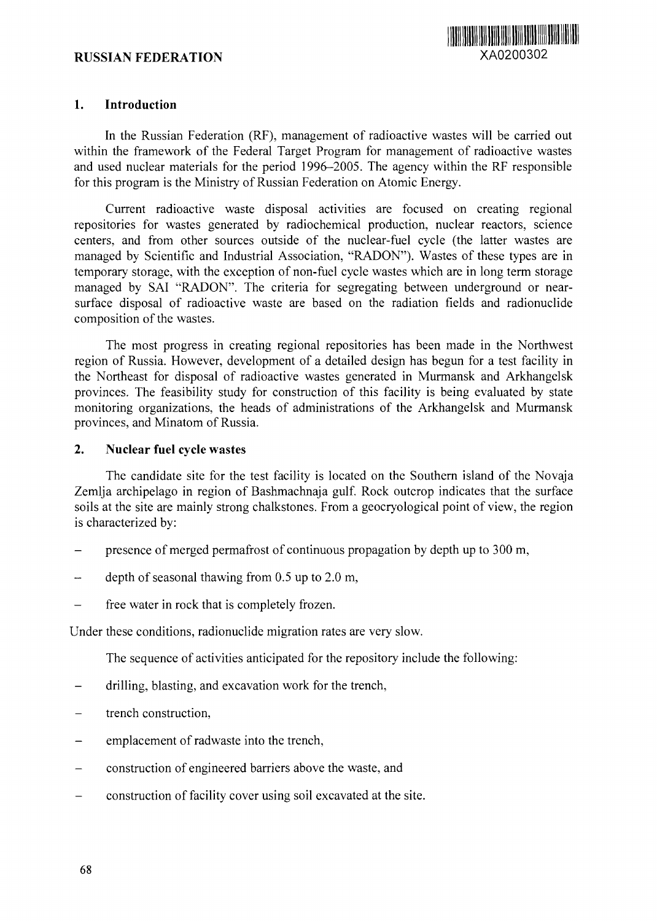# RUSSIAN FEDERATION

XA0200302

## 1. Introduction

In the Russian Federation (RF), management of radioactive wastes will be carried out within the framework of the Federal Target Program for management of radioactive wastes and used nuclear materials for the period 1996–2005. The agency within the RF responsible for this program is the Ministry of Russian Federation on Atomic Energy.

Current radioactive waste disposal activities are focused on creating regional repositories for wastes generated by radiochemical production, nuclear reactors, science centers, and from other sources outside of the nuclear-fuel cycle (the latter wastes are managed by Scientific and Industrial Association, "RADON"). Wastes of these types are in temporary storage, with the exception of non-fuel cycle wastes which are in long term storage managed by SAI "RADON". The criteria for segregating between underground or near-surface disposal of radioactive waste are based on the radiation fields and radionuclide composition of the wastes.

The most progress in creating regional repositories has been made in the Northwest region of Russia. However, development of a detailed design has begun for a test facility in the Northeast for disposal of radioactive wastes generated in Murmansk and Arkhangelsk provinces. The feasibility study for construction of this facility is being evaluated by state monitoring organizations, the heads of administrations of the Arkhangelsk and Murmansk provinces, and Minatom of Russia.

## 2. Nuclear fuel cycle wastes

The candidate site for the test facility is located on the Southern island of the Novaja Zemlja archipelago in region of Bashmachnaja gulf. Rock outcrop indicates that the surface soils at the site are mainly strong chalkstones. From a geocryological point of view, the region is characterized by:

- presence of merged permafrost of continuous propagation by depth up to 300 m,
- depth of seasonal thawing from 0.5 up to 2.0 m,
- free water in rock that is completely frozen.

Under these conditions, radionuclide migration rates are very slow.

The sequence of activities anticipated for the repository include the following:

- drilling, blasting, and excavation work for the trench,
- trench construction,
- emplacement of radwaste into the trench,
- construction of engineered barriers above the waste, and
- construction of facility cover using soil excavated at the site.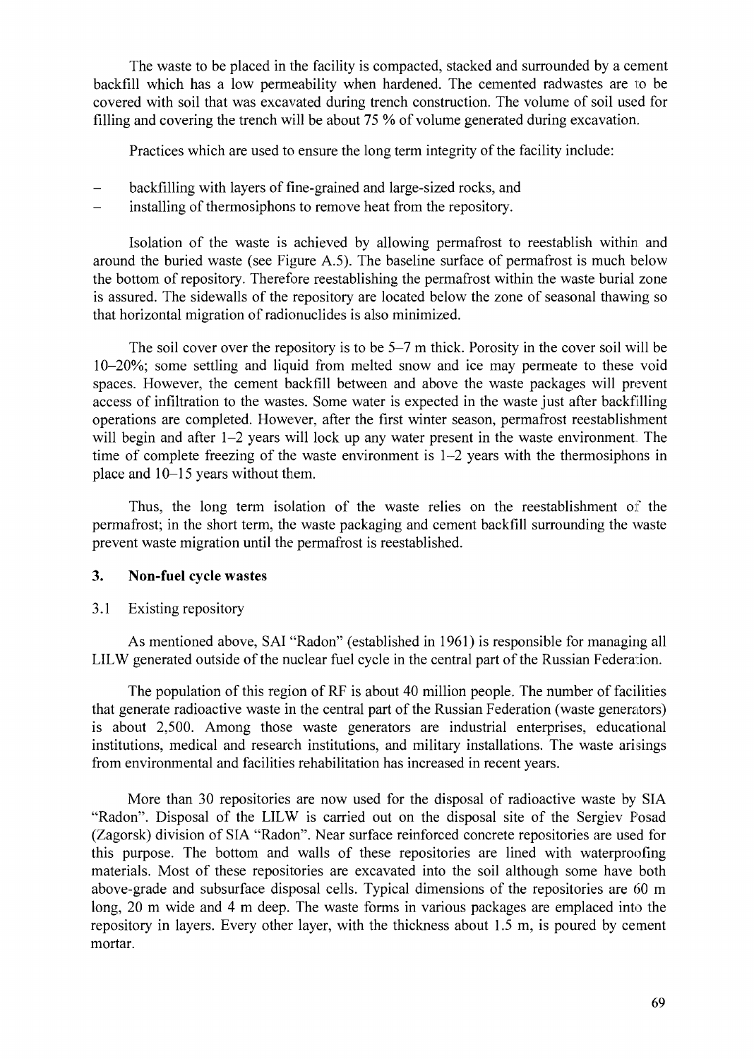The waste to be placed in the facility is compacted, stacked and surrounded by a cement backfill which has a low permeability when hardened. The cemented radwastes are to be covered with soil that was excavated during trench construction. The volume of soil used for filling and covering the trench will be about 75 % of volume generated during excavation.

Practices which are used to ensure the long term integrity of the facility include:

- backfilling with layers of fine-grained and large-sized rocks, and
- installing of thermosiphons to remove heat from the repository.

Isolation of the waste is achieved by allowing permafrost to reestablish within and around the buried waste (see Figure A.5). The baseline surface of permafrost is much below the bottom of repository. Therefore reestablishing the permafrost within the waste burial zone is assured. The sidewalls of the repository are located below the zone of seasonal thawing so that horizontal migration of radionuclides is also minimized.

The soil cover over the repository is to be 5–7 m thick. Porosity in the cover soil will be 10–20%; some settling and liquid from melted snow and ice may permeate to these void spaces. However, the cement backfill between and above the waste packages will prevent access of infiltration to the wastes. Some water is expected in the waste just after backfilling operations are completed. However, after the first winter season, permafrost reestablishment will begin and after 1–2 years will lock up any water present in the waste environment. The time of complete freezing of the waste environment is 1–2 years with the thermosiphons in place and 10–15 years without them.

Thus, the long term isolation of the waste relies on the reestablishment of the permafrost; in the short term, the waste packaging and cement backfill surrounding the waste prevent waste migration until the permafrost is reestablished.

## 3. Non-fuel cycle wastes

### 3.1 Existing repository

As mentioned above, SAI "Radon" (established in 1961) is responsible for managing all LILW generated outside of the nuclear fuel cycle in the central part of the Russian Federation.

The population of this region of RF is about 40 million people. The number of facilities that generate radioactive waste in the central part of the Russian Federation (waste generators) is about 2,500. Among those waste generators are industrial enterprises, educational institutions, medical and research institutions, and military installations. The waste arisings from environmental and facilities rehabilitation has increased in recent years.

More than 30 repositories are now used for the disposal of radioactive waste by SIA "Radon". Disposal of the LILW is carried out on the disposal site of the Sergiev Posad (Zagorsk) division of SIA "Radon". Near surface reinforced concrete repositories are used for this purpose. The bottom and walls of these repositories are lined with waterproofing materials. Most of these repositories are excavated into the soil although some have both above-grade and subsurface disposal cells. Typical dimensions of the repositories are 60 m long, 20 m wide and 4 m deep. The waste forms in various packages are emplaced into the repository in layers. Every other layer, with the thickness about 1.5 m, is poured by cement mortar.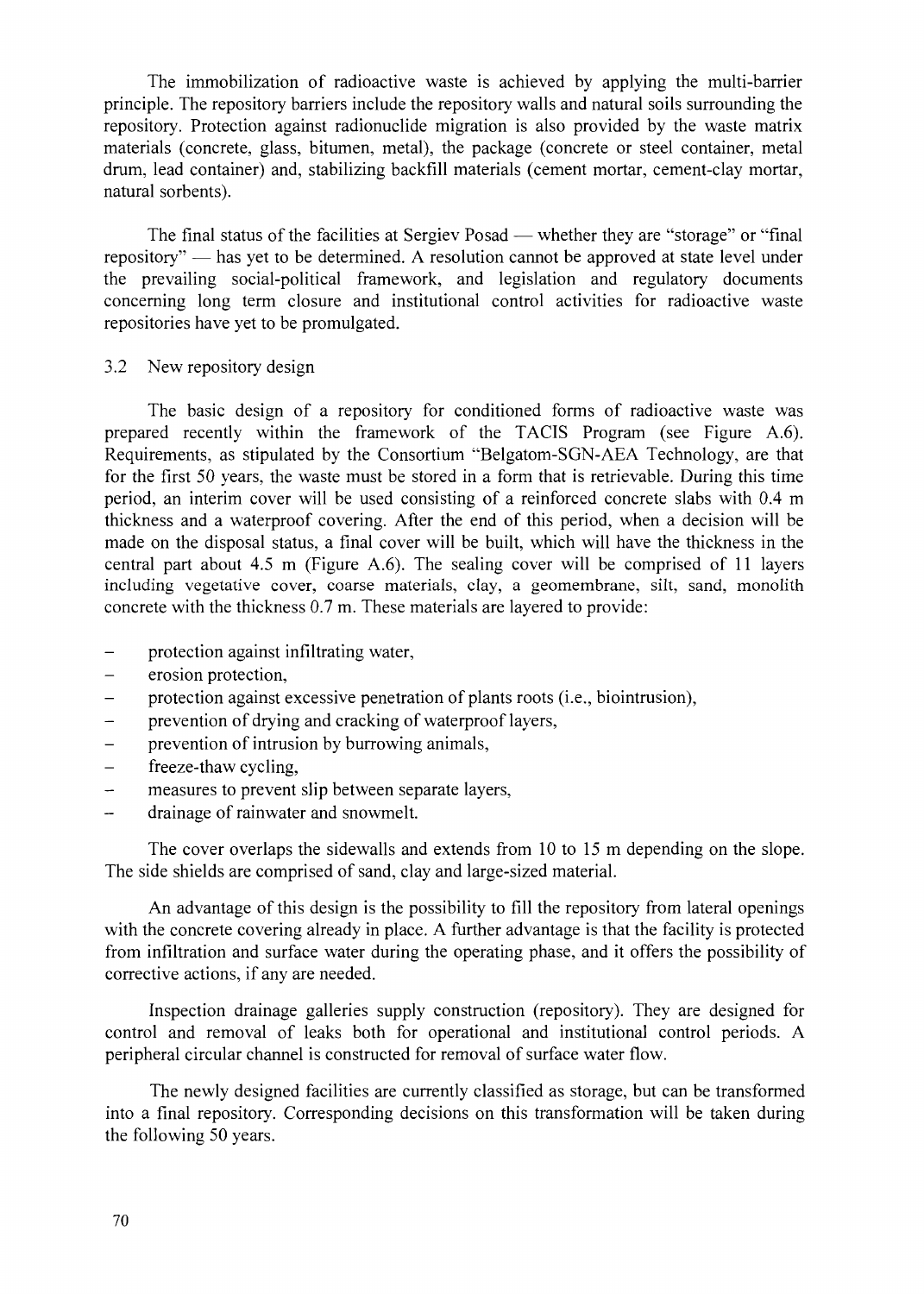The immobilization of radioactive waste is achieved by applying the multi-barrier principle. The repository barriers include the repository walls and natural soils surrounding the repository. Protection against radionuclide migration is also provided by the waste matrix materials (concrete, glass, bitumen, metal), the package (concrete or steel container, metal drum, lead container) and, stabilizing backfill materials (cement mortar, cement-clay mortar, natural sorbents).

The final status of the facilities at Sergiev Posad — whether they are "storage" or "final repository" — has yet to be determined. A resolution cannot be approved at state level under the prevailing social-political framework, and legislation and regulatory documents concerning long term closure and institutional control activities for radioactive waste repositories have yet to be promulgated.

## 3.2 New repository design

The basic design of a repository for conditioned forms of radioactive waste was prepared recently within the framework of the TACIS Program (see Figure A.6). Requirements, as stipulated by the Consortium "Belgatom-SGN-AEA Technology, are that for the first 50 years, the waste must be stored in a form that is retrievable. During this time period, an interim cover will be used consisting of a reinforced concrete slabs with 0.4 m thickness and a waterproof covering. After the end of this period, when a decision will be made on the disposal status, a final cover will be built, which will have the thickness in the central part about 4.5 m (Figure A.6). The sealing cover will be comprised of 11 layers including vegetative cover, coarse materials, clay, a geomembrane, silt, sand, monolith concrete with the thickness 0.7 m. These materials are layered to provide:

- protection against infiltrating water,
- erosion protection,
- protection against excessive penetration of plants roots (i.e., biointrusion),
- prevention of drying and cracking of waterproof layers,
- prevention of intrusion by burrowing animals,
- freeze-thaw cycling,
- measures to prevent slip between separate layers,
- drainage of rainwater and snowmelt.

The cover overlaps the sidewalls and extends from 10 to 15 m depending on the slope. The side shields are comprised of sand, clay and large-sized material.

An advantage of this design is the possibility to fill the repository from lateral openings with the concrete covering already in place. A further advantage is that the facility is protected from infiltration and surface water during the operating phase, and it offers the possibility of corrective actions, if any are needed.

Inspection drainage galleries supply construction (repository). They are designed for control and removal of leaks both for operational and institutional control periods. A peripheral circular channel is constructed for removal of surface water flow.

The newly designed facilities are currently classified as storage, but can be transformed into a final repository. Corresponding decisions on this transformation will be taken during the following 50 years.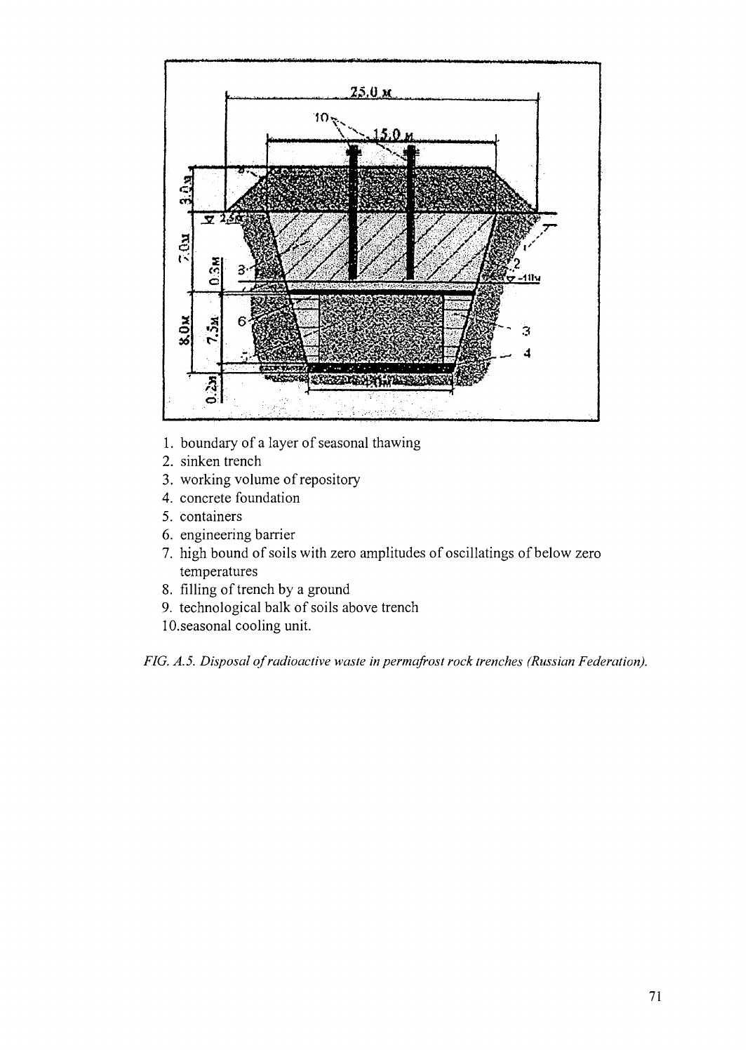1. boundary of a layer of seasonal thawing
2. sinken trench
3. working volume of repository
4. concrete foundation
5. containers
6. engineering barrier
7. high bound of soils with zero amplitudes of oscillatings of below zero temperatures
8. filling of trench by a ground
9. technological balk of soils above trench
10. seasonal cooling unit.

*FIG. A.5. Disposal of radioactive waste in permafrost rock trenches (Russian Federation).*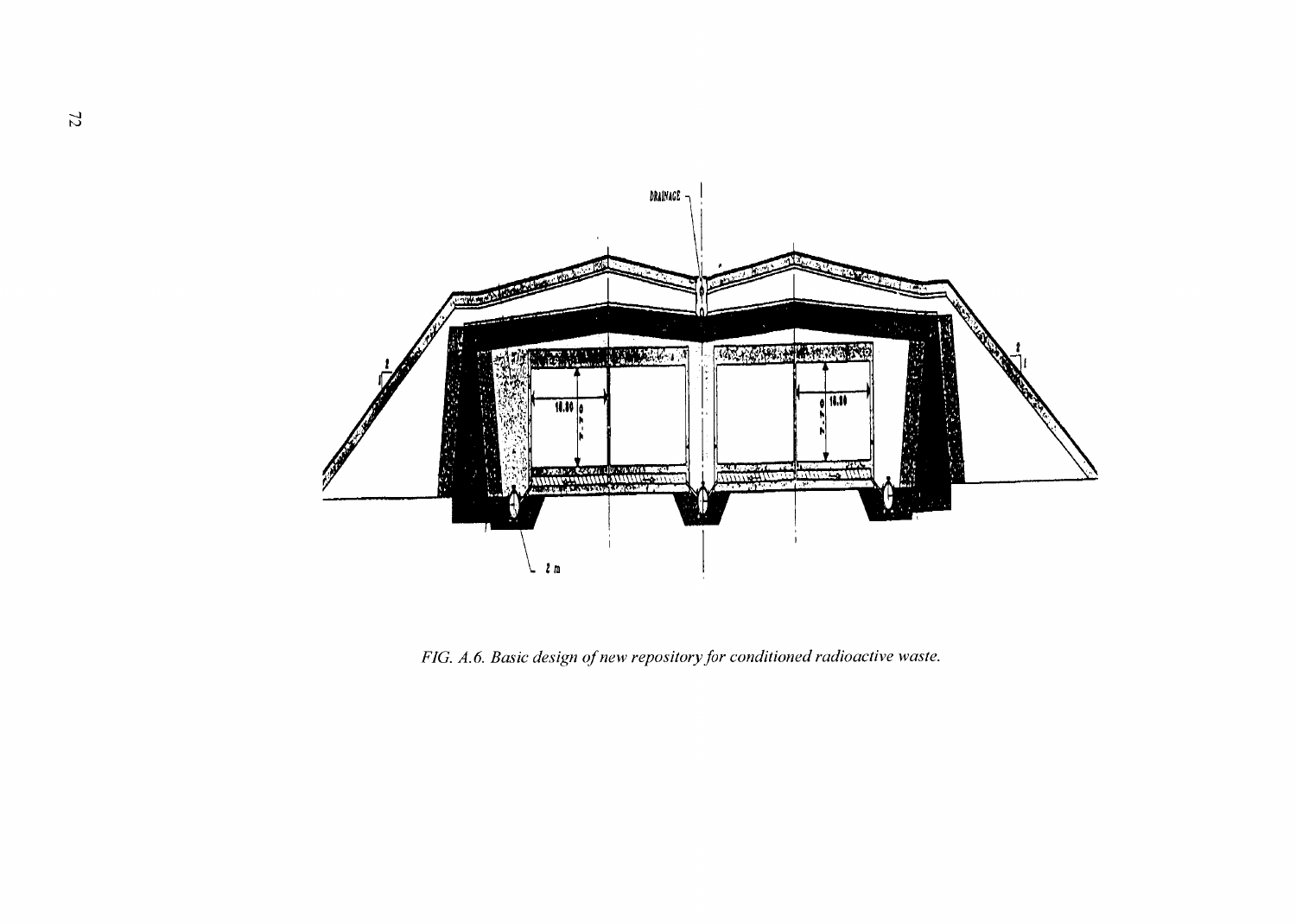DRAINAGE

18.00

7.70

18.00

7.70

2

1

2

1

2 m

*FIG. A.6. Basic design of new repository for conditioned radioactive waste.*